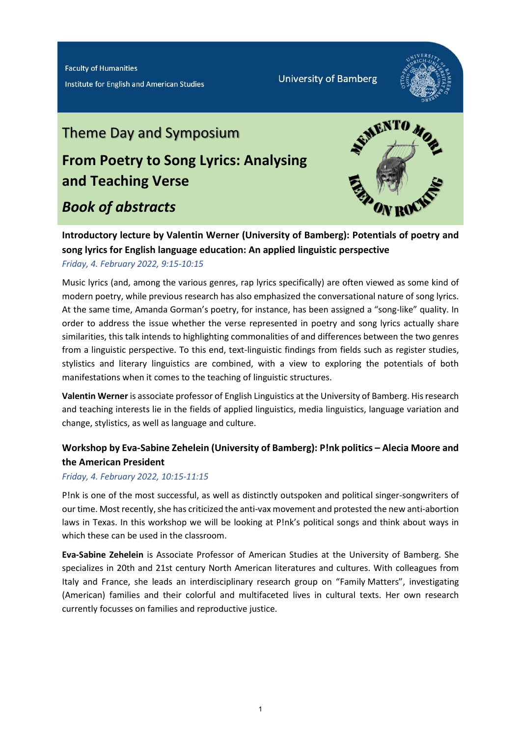Faculty of Humanities

Institute for English and American Studies

University of Bamberg

# Theme Day and Symposium

# From Poetry to Song Lyrics: Analysing and Teaching Verse

## *Book of abstracts*

### Introductory lecture by Valentin Werner (University of Bamberg): Potentials of poetry and song lyrics for English language education: An applied linguistic perspective

*Friday, 4. February 2022, 9:15-10:15*

Music lyrics (and, among the various genres, rap lyrics specifically) are often viewed as some kind of modern poetry, while previous research has also emphasized the conversational nature of song lyrics. At the same time, Amanda Gorman's poetry, for instance, has been assigned a "song-like" quality. In order to address the issue whether the verse represented in poetry and song lyrics actually share similarities, this talk intends to highlighting commonalities of and differences between the two genres from a linguistic perspective. To this end, text-linguistic findings from fields such as register studies, stylistics and literary linguistics are combined, with a view to exploring the potentials of both manifestations when it comes to the teaching of linguistic structures.

**Valentin Werner** is associate professor of English Linguistics at the University of Bamberg. His research and teaching interests lie in the fields of applied linguistics, media linguistics, language variation and change, stylistics, as well as language and culture.

### Workshop by Eva-Sabine Zehelein (University of Bamberg): P!nk politics – Alecia Moore and the American President

*Friday, 4. February 2022, 10:15-11:15*

P!nk is one of the most successful, as well as distinctly outspoken and political singer-songwriters of our time. Most recently, she has criticized the anti-vax movement and protested the new anti-abortion laws in Texas. In this workshop we will be looking at P!nk's political songs and think about ways in which these can be used in the classroom.

**Eva-Sabine Zehelein** is Associate Professor of American Studies at the University of Bamberg. She specializes in 20th and 21st century North American literatures and cultures. With colleagues from Italy and France, she leads an interdisciplinary research group on "Family Matters", investigating (American) families and their colorful and multifaceted lives in cultural texts. Her own research currently focusses on families and reproductive justice.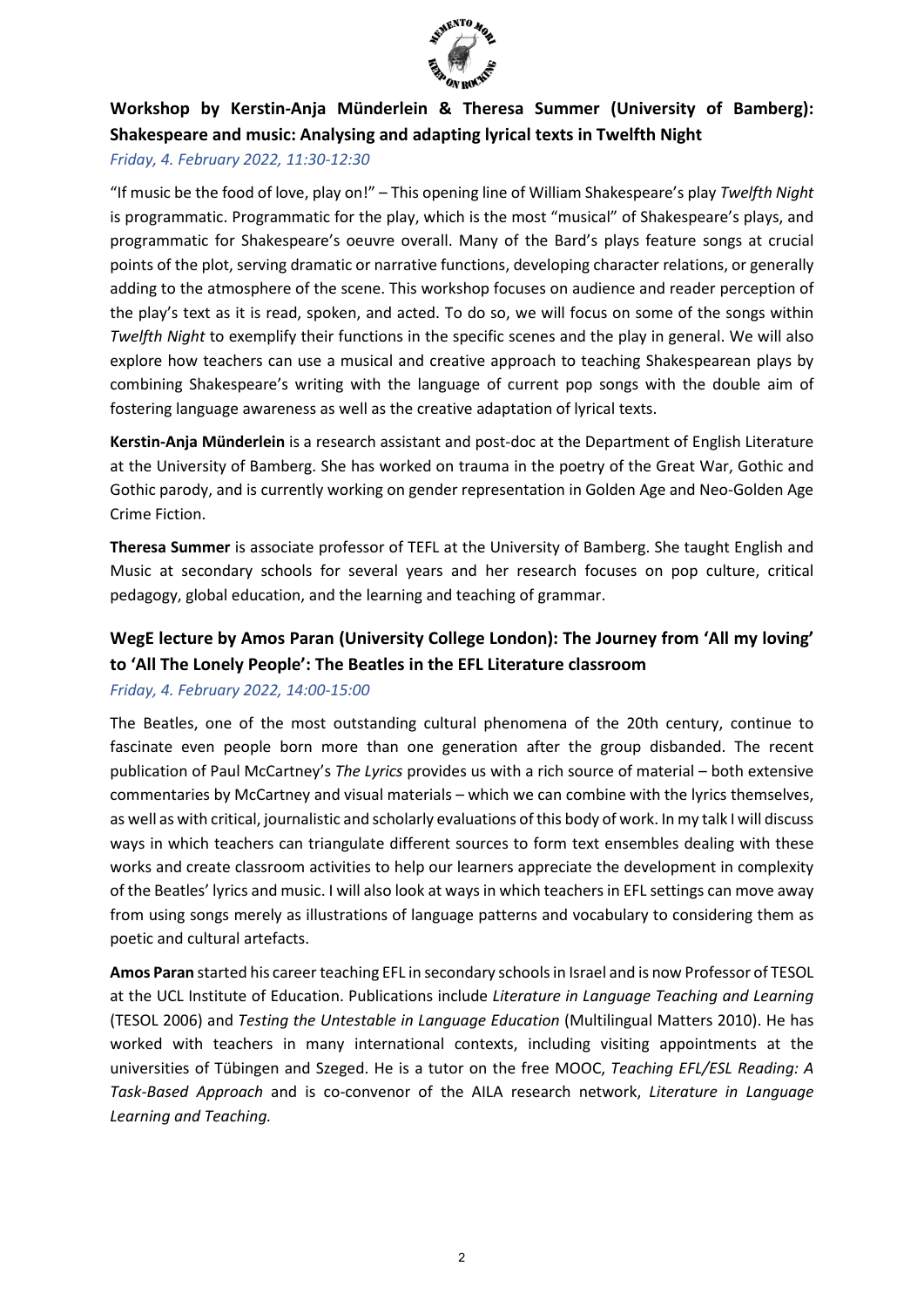## Workshop by Kerstin-Anja Münderlein & Theresa Summer (University of Bamberg): Shakespeare and music: Analysing and adapting lyrical texts in Twelfth Night

*Friday, 4. February 2022, 11:30-12:30*

"If music be the food of love, play on!" – This opening line of William Shakespeare's play *Twelfth Night* is programmatic. Programmatic for the play, which is the most "musical" of Shakespeare's plays, and programmatic for Shakespeare's oeuvre overall. Many of the Bard's plays feature songs at crucial points of the plot, serving dramatic or narrative functions, developing character relations, or generally adding to the atmosphere of the scene. This workshop focuses on audience and reader perception of the play's text as it is read, spoken, and acted. To do so, we will focus on some of the songs within *Twelfth Night* to exemplify their functions in the specific scenes and the play in general. We will also explore how teachers can use a musical and creative approach to teaching Shakespearean plays by combining Shakespeare's writing with the language of current pop songs with the double aim of fostering language awareness as well as the creative adaptation of lyrical texts.

**Kerstin-Anja Münderlein** is a research assistant and post-doc at the Department of English Literature at the University of Bamberg. She has worked on trauma in the poetry of the Great War, Gothic and Gothic parody, and is currently working on gender representation in Golden Age and Neo-Golden Age Crime Fiction.

**Theresa Summer** is associate professor of TEFL at the University of Bamberg. She taught English and Music at secondary schools for several years and her research focuses on pop culture, critical pedagogy, global education, and the learning and teaching of grammar.

## WegE lecture by Amos Paran (University College London): The Journey from 'All my loving' to 'All The Lonely People': The Beatles in the EFL Literature classroom

*Friday, 4. February 2022, 14:00-15:00*

The Beatles, one of the most outstanding cultural phenomena of the 20th century, continue to fascinate even people born more than one generation after the group disbanded. The recent publication of Paul McCartney's *The Lyrics* provides us with a rich source of material – both extensive commentaries by McCartney and visual materials – which we can combine with the lyrics themselves, as well as with critical, journalistic and scholarly evaluations of this body of work. In my talk I will discuss ways in which teachers can triangulate different sources to form text ensembles dealing with these works and create classroom activities to help our learners appreciate the development in complexity of the Beatles' lyrics and music. I will also look at ways in which teachers in EFL settings can move away from using songs merely as illustrations of language patterns and vocabulary to considering them as poetic and cultural artefacts.

**Amos Paran** started his career teaching EFL in secondary schools in Israel and is now Professor of TESOL at the UCL Institute of Education. Publications include *Literature in Language Teaching and Learning* (TESOL 2006) and *Testing the Untestable in Language Education* (Multilingual Matters 2010). He has worked with teachers in many international contexts, including visiting appointments at the universities of Tübingen and Szeged. He is a tutor on the free MOOC, *Teaching EFL/ESL Reading: A Task-Based Approach* and is co-convenor of the AILA research network, *Literature in Language Learning and Teaching.*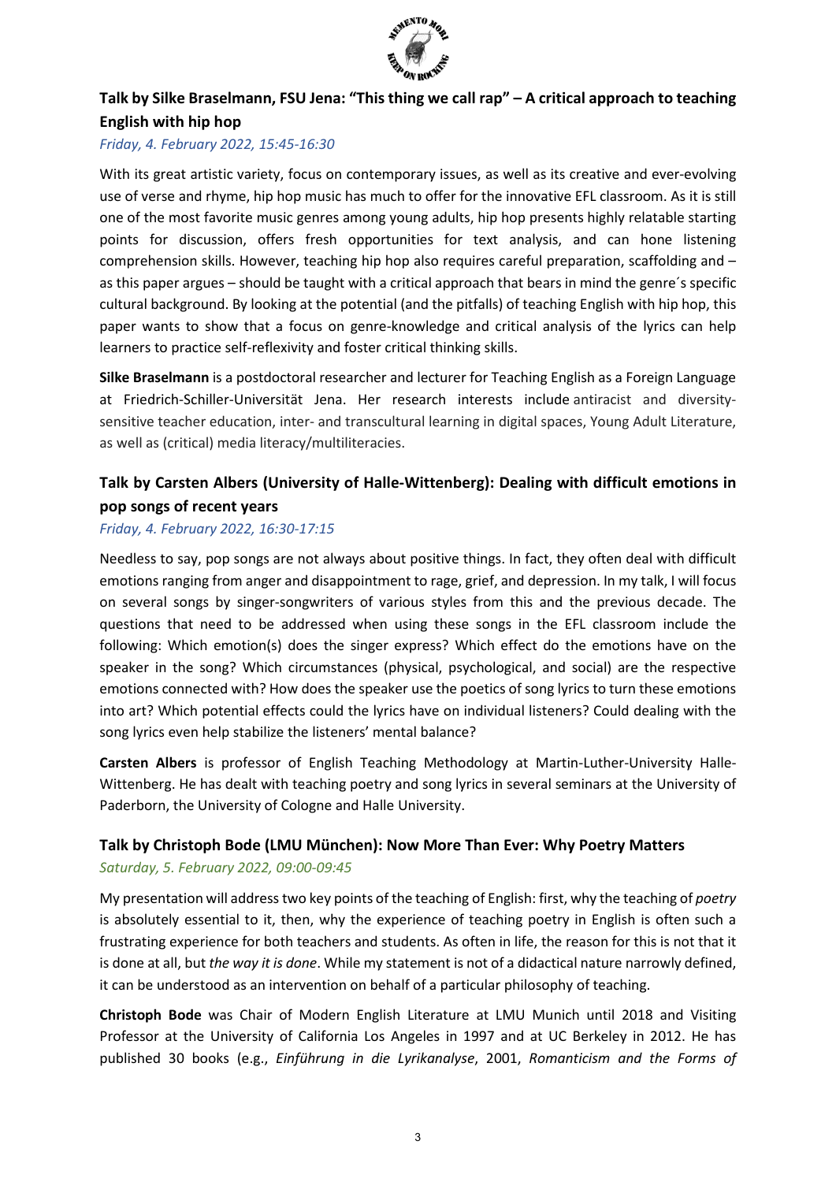### Talk by Silke Braselmann, FSU Jena: "This thing we call rap" – A critical approach to teaching English with hip hop

*Friday, 4. February 2022, 15:45-16:30*

With its great artistic variety, focus on contemporary issues, as well as its creative and ever-evolving use of verse and rhyme, hip hop music has much to offer for the innovative EFL classroom. As it is still one of the most favorite music genres among young adults, hip hop presents highly relatable starting points for discussion, offers fresh opportunities for text analysis, and can hone listening comprehension skills. However, teaching hip hop also requires careful preparation, scaffolding and – as this paper argues – should be taught with a critical approach that bears in mind the genre´s specific cultural background. By looking at the potential (and the pitfalls) of teaching English with hip hop, this paper wants to show that a focus on genre-knowledge and critical analysis of the lyrics can help learners to practice self-reflexivity and foster critical thinking skills.

**Silke Braselmann** is a postdoctoral researcher and lecturer for Teaching English as a Foreign Language at Friedrich-Schiller-Universität Jena. Her research interests include antiracist and diversity-sensitive teacher education, inter- and transcultural learning in digital spaces, Young Adult Literature, as well as (critical) media literacy/multiliteracies.

### Talk by Carsten Albers (University of Halle-Wittenberg): Dealing with difficult emotions in pop songs of recent years

*Friday, 4. February 2022, 16:30-17:15*

Needless to say, pop songs are not always about positive things. In fact, they often deal with difficult emotions ranging from anger and disappointment to rage, grief, and depression. In my talk, I will focus on several songs by singer-songwriters of various styles from this and the previous decade. The questions that need to be addressed when using these songs in the EFL classroom include the following: Which emotion(s) does the singer express? Which effect do the emotions have on the speaker in the song? Which circumstances (physical, psychological, and social) are the respective emotions connected with? How does the speaker use the poetics of song lyrics to turn these emotions into art? Which potential effects could the lyrics have on individual listeners? Could dealing with the song lyrics even help stabilize the listeners' mental balance?

**Carsten Albers** is professor of English Teaching Methodology at Martin-Luther-University Halle-Wittenberg. He has dealt with teaching poetry and song lyrics in several seminars at the University of Paderborn, the University of Cologne and Halle University.

### Talk by Christoph Bode (LMU München): Now More Than Ever: Why Poetry Matters

*Saturday, 5. February 2022, 09:00-09:45*

My presentation will address two key points of the teaching of English: first, why the teaching of *poetry* is absolutely essential to it, then, why the experience of teaching poetry in English is often such a frustrating experience for both teachers and students. As often in life, the reason for this is not that it is done at all, but *the way it is done*. While my statement is not of a didactical nature narrowly defined, it can be understood as an intervention on behalf of a particular philosophy of teaching.

**Christoph Bode** was Chair of Modern English Literature at LMU Munich until 2018 and Visiting Professor at the University of California Los Angeles in 1997 and at UC Berkeley in 2012. He has published 30 books (e.g., *Einführung in die Lyrikanalyse*, 2001, *Romanticism and the Forms of*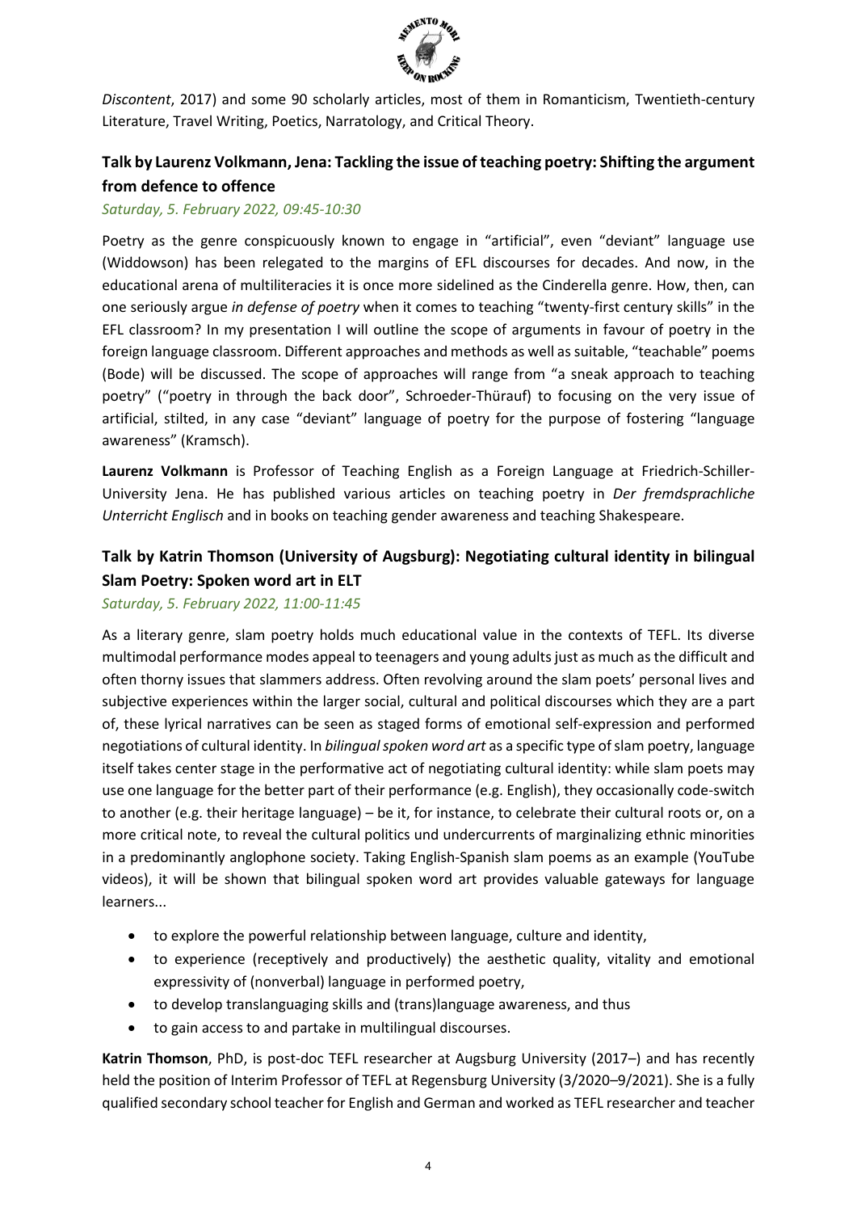*Discontent*, 2017) and some 90 scholarly articles, most of them in Romanticism, Twentieth-century Literature, Travel Writing, Poetics, Narratology, and Critical Theory.

## Talk by Laurenz Volkmann, Jena: Tackling the issue of teaching poetry: Shifting the argument from defence to offence

*Saturday, 5. February 2022, 09:45-10:30*

Poetry as the genre conspicuously known to engage in "artificial", even "deviant" language use (Widdowson) has been relegated to the margins of EFL discourses for decades. And now, in the educational arena of multiliteracies it is once more sidelined as the Cinderella genre. How, then, can one seriously argue *in defense of poetry* when it comes to teaching "twenty-first century skills" in the EFL classroom? In my presentation I will outline the scope of arguments in favour of poetry in the foreign language classroom. Different approaches and methods as well as suitable, "teachable" poems (Bode) will be discussed. The scope of approaches will range from "a sneak approach to teaching poetry" ("poetry in through the back door", Schroeder-Thürauf) to focusing on the very issue of artificial, stilted, in any case "deviant" language of poetry for the purpose of fostering "language awareness" (Kramsch).

**Laurenz Volkmann** is Professor of Teaching English as a Foreign Language at Friedrich-Schiller-University Jena. He has published various articles on teaching poetry in *Der fremdsprachliche Unterricht Englisch* and in books on teaching gender awareness and teaching Shakespeare.

## Talk by Katrin Thomson (University of Augsburg): Negotiating cultural identity in bilingual Slam Poetry: Spoken word art in ELT

*Saturday, 5. February 2022, 11:00-11:45*

As a literary genre, slam poetry holds much educational value in the contexts of TEFL. Its diverse multimodal performance modes appeal to teenagers and young adults just as much as the difficult and often thorny issues that slammers address. Often revolving around the slam poets' personal lives and subjective experiences within the larger social, cultural and political discourses which they are a part of, these lyrical narratives can be seen as staged forms of emotional self-expression and performed negotiations of cultural identity. In *bilingual spoken word art* as a specific type of slam poetry, language itself takes center stage in the performative act of negotiating cultural identity: while slam poets may use one language for the better part of their performance (e.g. English), they occasionally code-switch to another (e.g. their heritage language) – be it, for instance, to celebrate their cultural roots or, on a more critical note, to reveal the cultural politics und undercurrents of marginalizing ethnic minorities in a predominantly anglophone society. Taking English-Spanish slam poems as an example (YouTube videos), it will be shown that bilingual spoken word art provides valuable gateways for language learners...

- to explore the powerful relationship between language, culture and identity,
- to experience (receptively and productively) the aesthetic quality, vitality and emotional expressivity of (nonverbal) language in performed poetry,
- to develop translanguaging skills and (trans)language awareness, and thus
- to gain access to and partake in multilingual discourses.

**Katrin Thomson**, PhD, is post-doc TEFL researcher at Augsburg University (2017–) and has recently held the position of Interim Professor of TEFL at Regensburg University (3/2020–9/2021). She is a fully qualified secondary school teacher for English and German and worked as TEFL researcher and teacher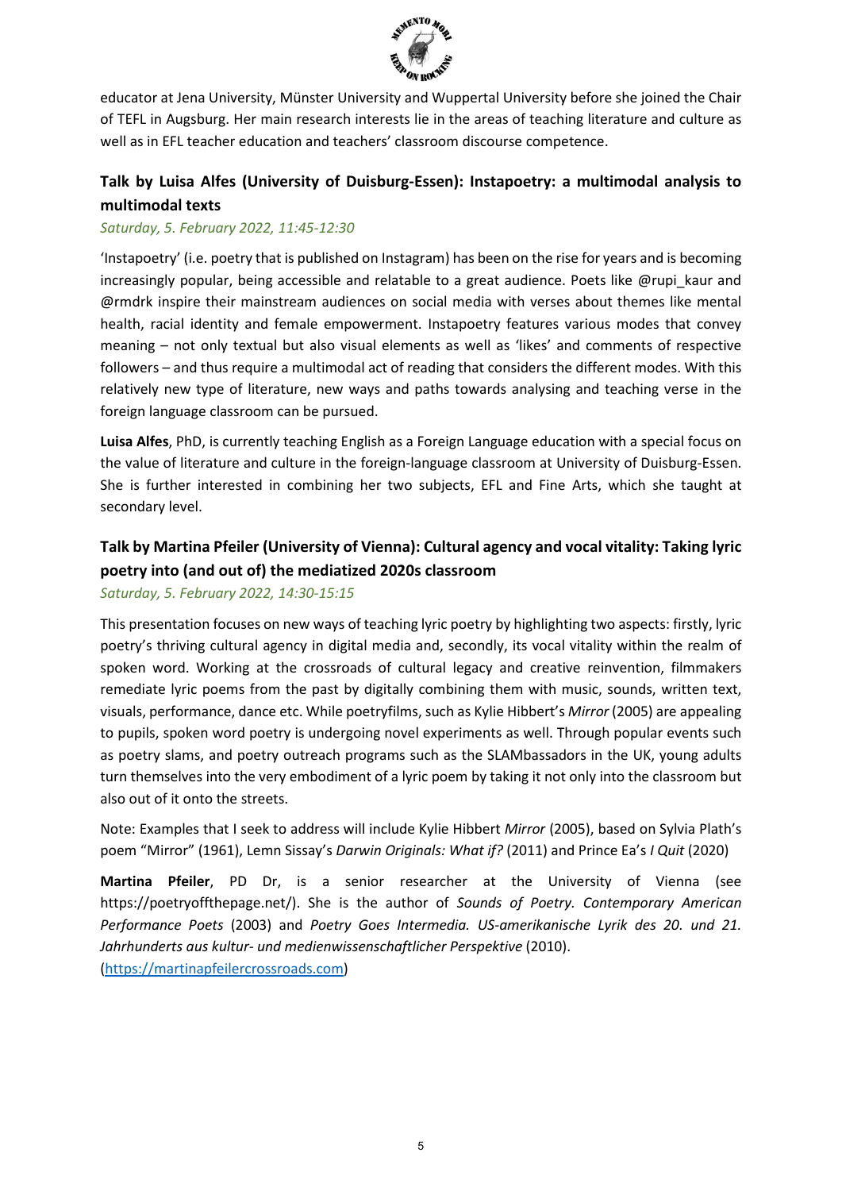educator at Jena University, Münster University and Wuppertal University before she joined the Chair of TEFL in Augsburg. Her main research interests lie in the areas of teaching literature and culture as well as in EFL teacher education and teachers' classroom discourse competence.

## Talk by Luisa Alfes (University of Duisburg-Essen): Instapoetry: a multimodal analysis to multimodal texts

*Saturday, 5. February 2022, 11:45-12:30*

'Instapoetry' (i.e. poetry that is published on Instagram) has been on the rise for years and is becoming increasingly popular, being accessible and relatable to a great audience. Poets like @rupi_kaur and @rmdrk inspire their mainstream audiences on social media with verses about themes like mental health, racial identity and female empowerment. Instapoetry features various modes that convey meaning – not only textual but also visual elements as well as 'likes' and comments of respective followers – and thus require a multimodal act of reading that considers the different modes. With this relatively new type of literature, new ways and paths towards analysing and teaching verse in the foreign language classroom can be pursued.

**Luisa Alfes**, PhD, is currently teaching English as a Foreign Language education with a special focus on the value of literature and culture in the foreign-language classroom at University of Duisburg-Essen. She is further interested in combining her two subjects, EFL and Fine Arts, which she taught at secondary level.

## Talk by Martina Pfeiler (University of Vienna): Cultural agency and vocal vitality: Taking lyric poetry into (and out of) the mediatized 2020s classroom

*Saturday, 5. February 2022, 14:30-15:15*

This presentation focuses on new ways of teaching lyric poetry by highlighting two aspects: firstly, lyric poetry's thriving cultural agency in digital media and, secondly, its vocal vitality within the realm of spoken word. Working at the crossroads of cultural legacy and creative reinvention, filmmakers remediate lyric poems from the past by digitally combining them with music, sounds, written text, visuals, performance, dance etc. While poetryfilms, such as Kylie Hibbert's *Mirror* (2005) are appealing to pupils, spoken word poetry is undergoing novel experiments as well. Through popular events such as poetry slams, and poetry outreach programs such as the SLAMbassadors in the UK, young adults turn themselves into the very embodiment of a lyric poem by taking it not only into the classroom but also out of it onto the streets.

Note: Examples that I seek to address will include Kylie Hibbert *Mirror* (2005), based on Sylvia Plath's poem "Mirror" (1961), Lemn Sissay's *Darwin Originals: What if?* (2011) and Prince Ea's *I Quit* (2020)

**Martina Pfeiler**, PD Dr, is a senior researcher at the University of Vienna (see https://poetryoffthepage.net/). She is the author of *Sounds of Poetry. Contemporary American Performance Poets* (2003) and *Poetry Goes Intermedia. US-amerikanische Lyrik des 20. und 21. Jahrhunderts aus kultur- und medienwissenschaftlicher Perspektive* (2010). (https://martinapfeilercrossroads.com)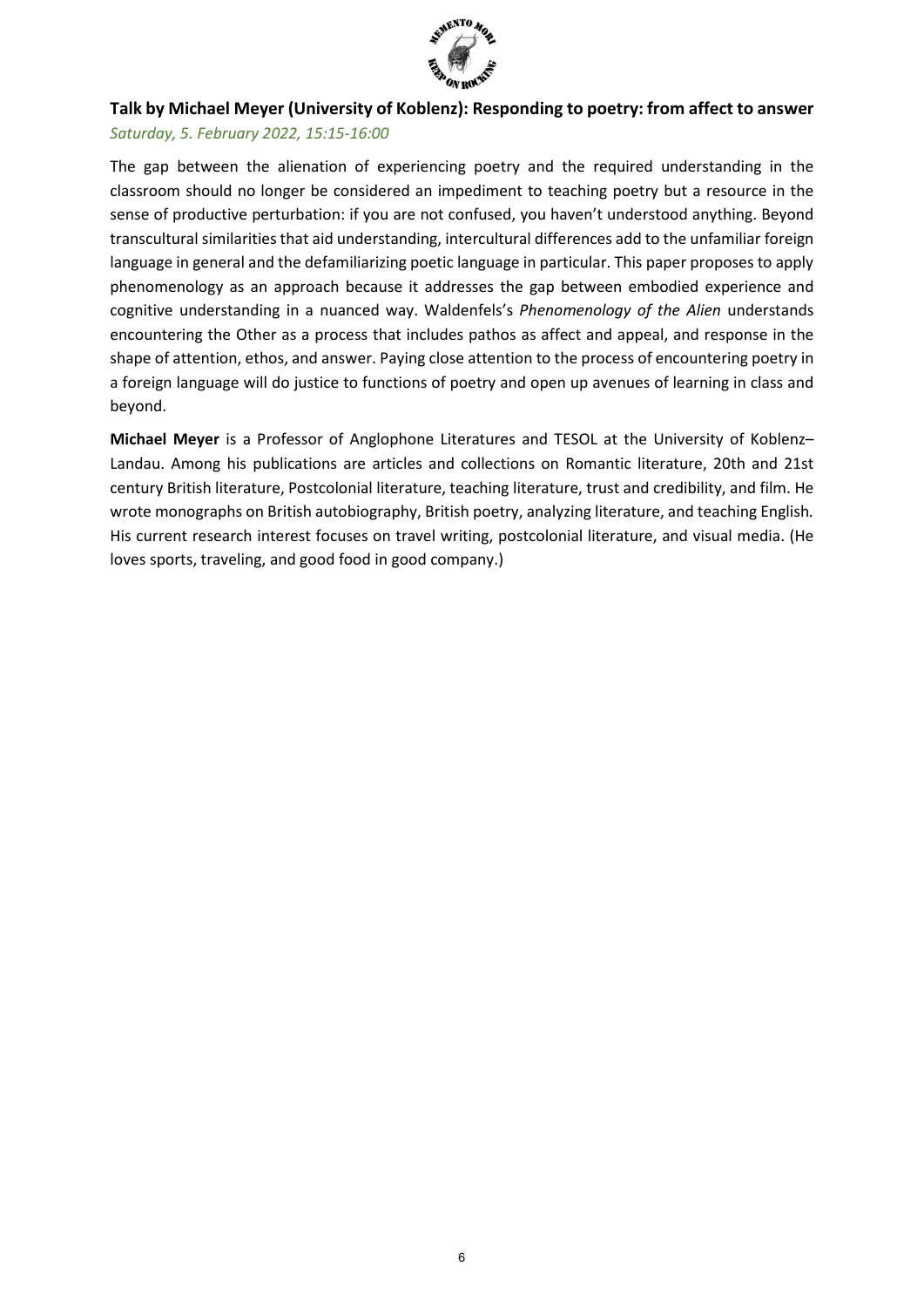## Talk by Michael Meyer (University of Koblenz): Responding to poetry: from affect to answer

*Saturday, 5. February 2022, 15:15-16:00*

The gap between the alienation of experiencing poetry and the required understanding in the classroom should no longer be considered an impediment to teaching poetry but a resource in the sense of productive perturbation: if you are not confused, you haven't understood anything. Beyond transcultural similarities that aid understanding, intercultural differences add to the unfamiliar foreign language in general and the defamiliarizing poetic language in particular. This paper proposes to apply phenomenology as an approach because it addresses the gap between embodied experience and cognitive understanding in a nuanced way. Waldenfels's *Phenomenology of the Alien* understands encountering the Other as a process that includes pathos as affect and appeal, and response in the shape of attention, ethos, and answer. Paying close attention to the process of encountering poetry in a foreign language will do justice to functions of poetry and open up avenues of learning in class and beyond.

**Michael Meyer** is a Professor of Anglophone Literatures and TESOL at the University of Koblenz–Landau. Among his publications are articles and collections on Romantic literature, 20th and 21st century British literature, Postcolonial literature, teaching literature, trust and credibility, and film. He wrote monographs on British autobiography, British poetry, analyzing literature, and teaching English. His current research interest focuses on travel writing, postcolonial literature, and visual media. (He loves sports, traveling, and good food in good company.)